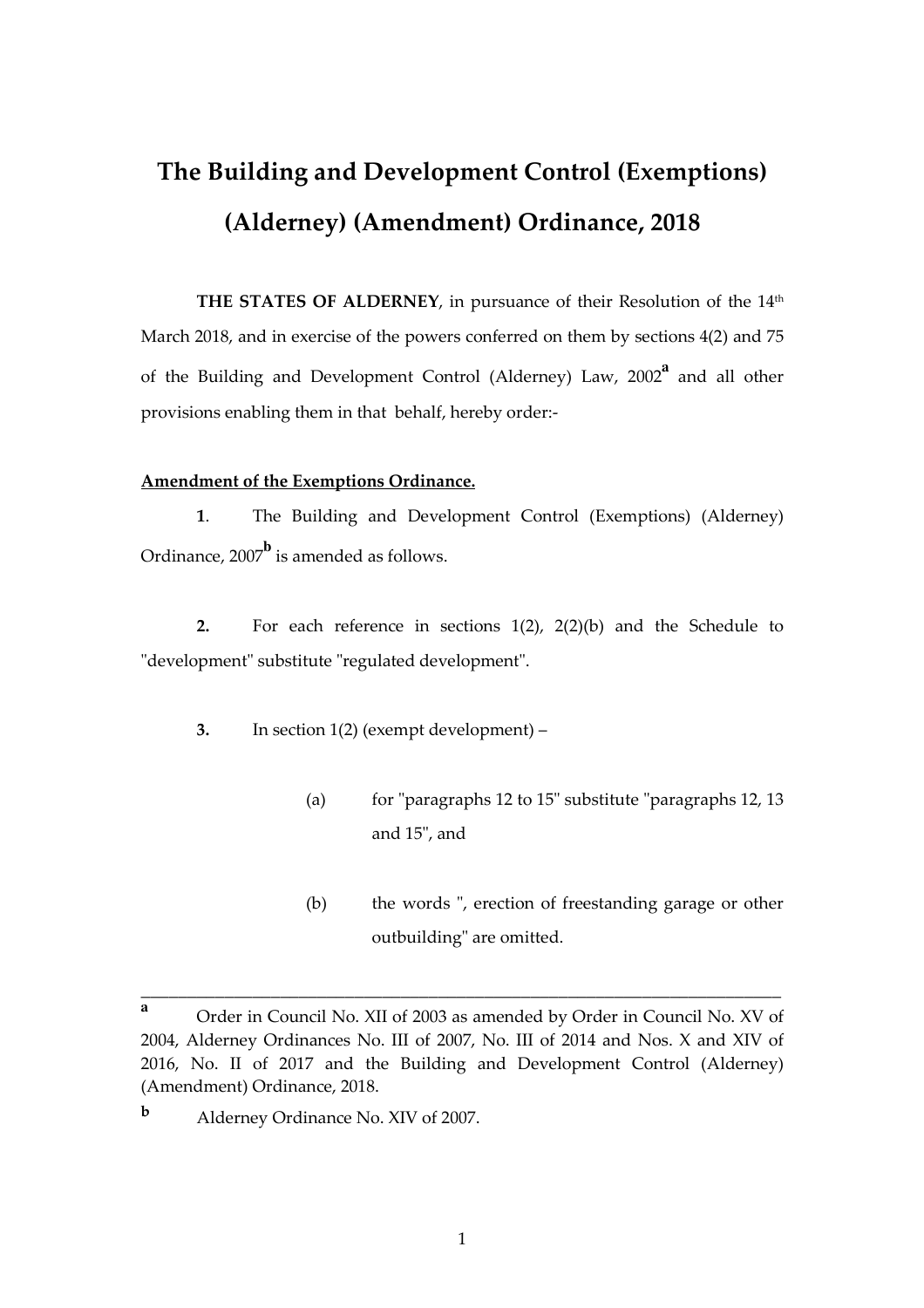# The Building and Development Control (Exemptions) (Alderney) (Amendment) Ordinance, 2018

**THE STATES OF ALDERNEY**, in pursuance of their Resolution of the 14th March 2018, and in exercise of the powers conferred on them by sections 4(2) and 75 of the Building and Development Control (Alderney) Law, 2002[a] and all other provisions enabling them in that behalf, hereby order:-

**Amendment of the Exemptions Ordinance.**

**1**. The Building and Development Control (Exemptions) (Alderney) Ordinance, 2007[b] is amended as follows.

**2.** For each reference in sections 1(2), 2(2)(b) and the Schedule to "development" substitute "regulated development".

**3.** In section 1(2) (exempt development) –

(a) for "paragraphs 12 to 15" substitute "paragraphs 12, 13 and 15", and

(b) the words ", erection of freestanding garage or other outbuilding" are omitted.

---

[a] Order in Council No. XII of 2003 as amended by Order in Council No. XV of 2004, Alderney Ordinances No. III of 2007, No. III of 2014 and Nos. X and XIV of 2016, No. II of 2017 and the Building and Development Control (Alderney) (Amendment) Ordinance, 2018.

[b] Alderney Ordinance No. XIV of 2007.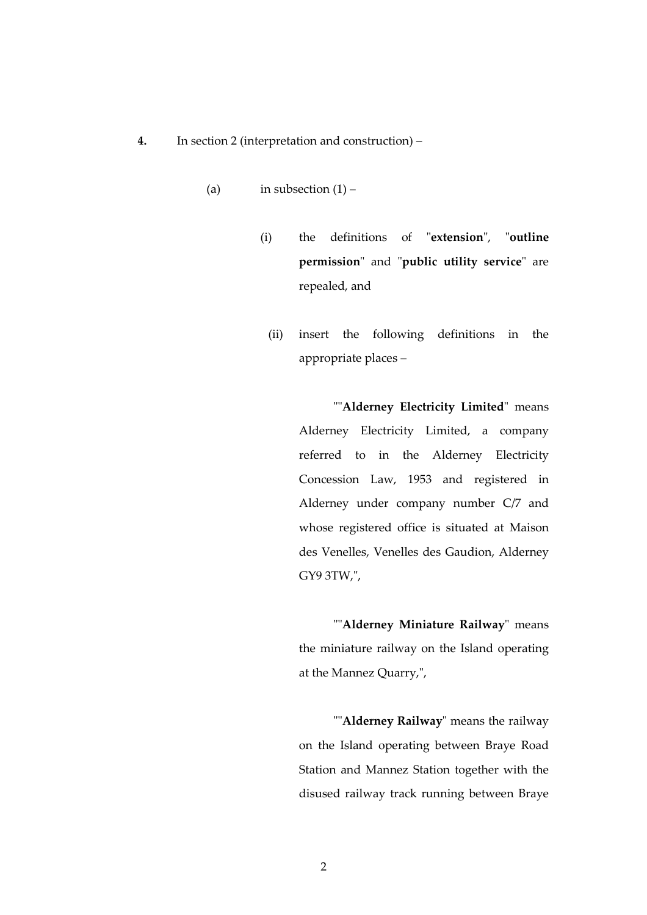**4.** In section 2 (interpretation and construction) –

(a) in subsection (1) –

(i) the definitions of "**extension**", "**outline permission**" and "**public utility service**" are repealed, and

(ii) insert the following definitions in the appropriate places –

""**Alderney Electricity Limited**" means Alderney Electricity Limited, a company referred to in the Alderney Electricity Concession Law, 1953 and registered in Alderney under company number C/7 and whose registered office is situated at Maison des Venelles, Venelles des Gaudion, Alderney GY9 3TW,",

""**Alderney Miniature Railway**" means the miniature railway on the Island operating at the Mannez Quarry,",

""**Alderney Railway**" means the railway on the Island operating between Braye Road Station and Mannez Station together with the disused railway track running between Braye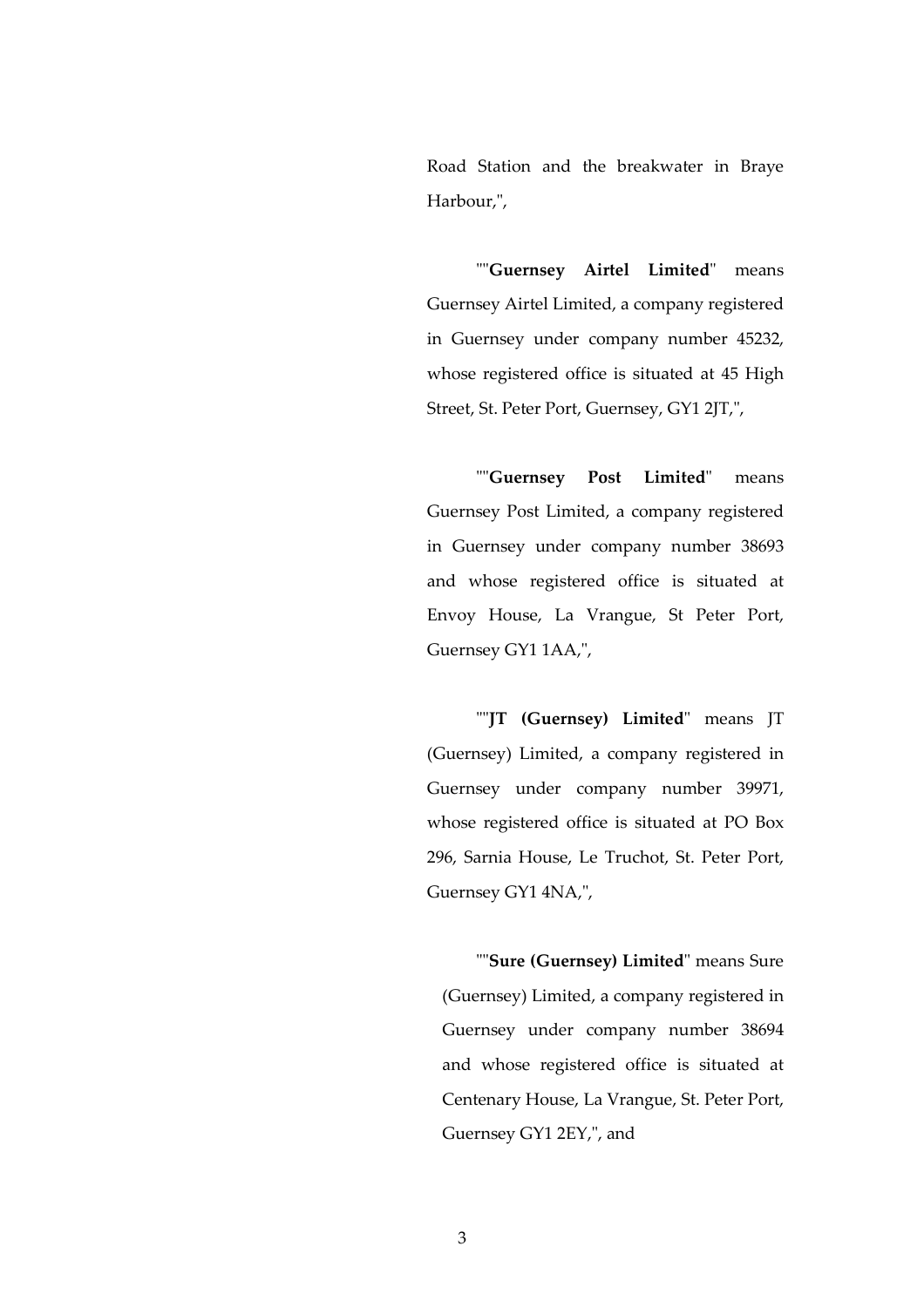Road Station and the breakwater in Braye Harbour,",

""**Guernsey Airtel Limited**" means Guernsey Airtel Limited, a company registered in Guernsey under company number 45232, whose registered office is situated at 45 High Street, St. Peter Port, Guernsey, GY1 2JT,",

""**Guernsey Post Limited**" means Guernsey Post Limited, a company registered in Guernsey under company number 38693 and whose registered office is situated at Envoy House, La Vrangue, St Peter Port, Guernsey GY1 1AA,",

""**JT (Guernsey) Limited**" means JT (Guernsey) Limited, a company registered in Guernsey under company number 39971, whose registered office is situated at PO Box 296, Sarnia House, Le Truchot, St. Peter Port, Guernsey GY1 4NA,",

""**Sure (Guernsey) Limited**" means Sure (Guernsey) Limited, a company registered in Guernsey under company number 38694 and whose registered office is situated at Centenary House, La Vrangue, St. Peter Port, Guernsey GY1 2EY,", and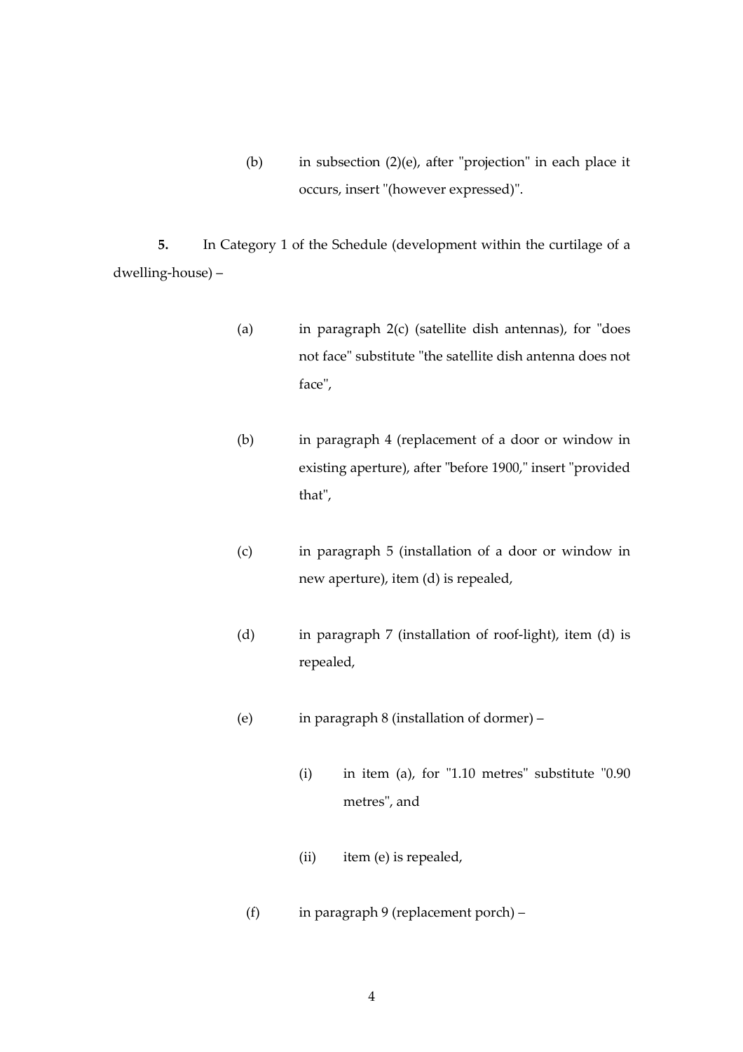(b) in subsection (2)(e), after "projection" in each place it occurs, insert "(however expressed)".

**5.** In Category 1 of the Schedule (development within the curtilage of a dwelling-house) –

(a) in paragraph 2(c) (satellite dish antennas), for "does not face" substitute "the satellite dish antenna does not face",

(b) in paragraph 4 (replacement of a door or window in existing aperture), after "before 1900," insert "provided that",

(c) in paragraph 5 (installation of a door or window in new aperture), item (d) is repealed,

(d) in paragraph 7 (installation of roof-light), item (d) is repealed,

(e) in paragraph 8 (installation of dormer) –

(i) in item (a), for "1.10 metres" substitute "0.90 metres", and

(ii) item (e) is repealed,

(f) in paragraph 9 (replacement porch) –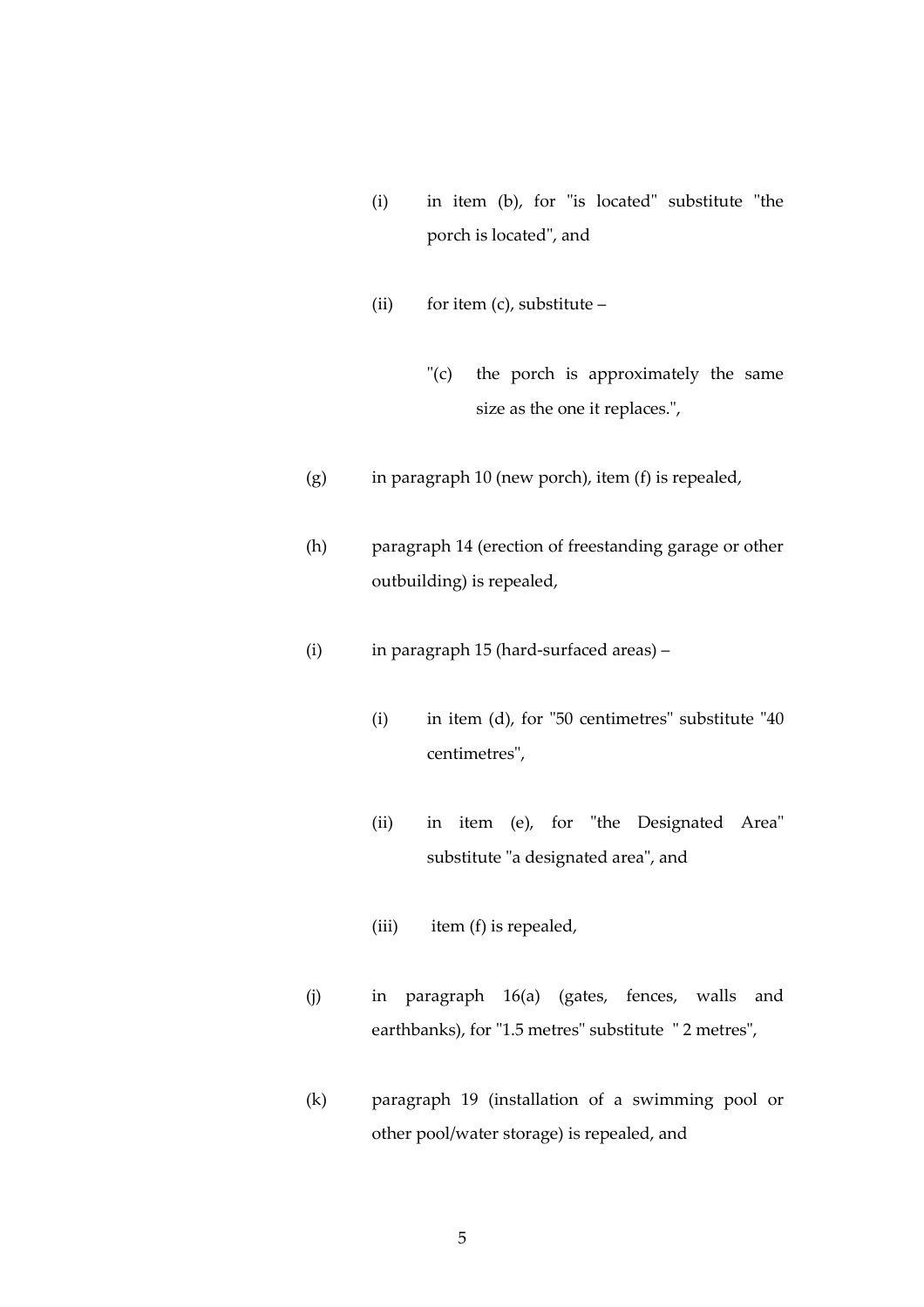- (i) in item (b), for "is located" substitute "the porch is located", and

- (ii) for item (c), substitute –

  "(c) the porch is approximately the same size as the one it replaces.",

(g) in paragraph 10 (new porch), item (f) is repealed,

(h) paragraph 14 (erection of freestanding garage or other outbuilding) is repealed,

(i) in paragraph 15 (hard-surfaced areas) –

- (i) in item (d), for "50 centimetres" substitute "40 centimetres",

- (ii) in item (e), for "the Designated Area" substitute "a designated area", and

- (iii) item (f) is repealed,

(j) in paragraph 16(a) (gates, fences, walls and earthbanks), for "1.5 metres" substitute " 2 metres",

(k) paragraph 19 (installation of a swimming pool or other pool/water storage) is repealed, and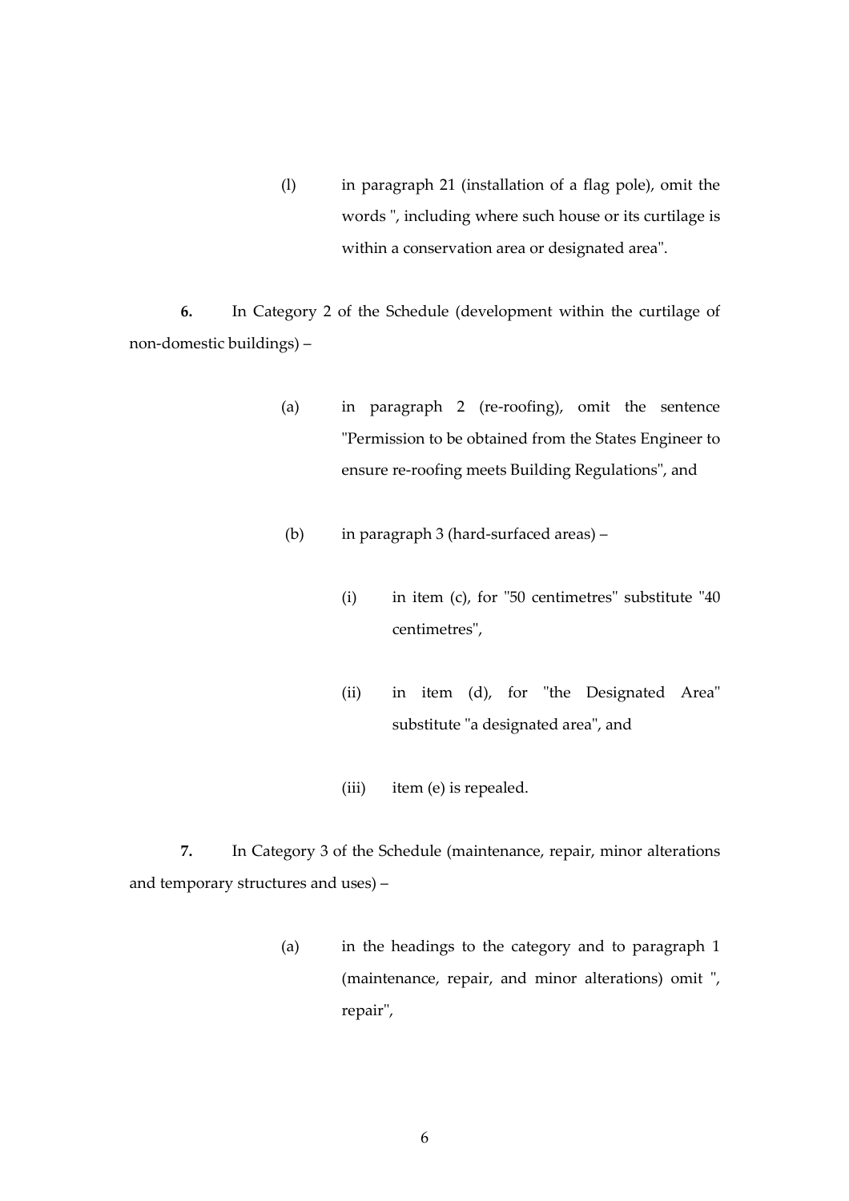(l) in paragraph 21 (installation of a flag pole), omit the words ", including where such house or its curtilage is within a conservation area or designated area".

**6.** In Category 2 of the Schedule (development within the curtilage of non-domestic buildings) –

(a) in paragraph 2 (re-roofing), omit the sentence "Permission to be obtained from the States Engineer to ensure re-roofing meets Building Regulations", and

(b) in paragraph 3 (hard-surfaced areas) –

(i) in item (c), for "50 centimetres" substitute "40 centimetres",

(ii) in item (d), for "the Designated Area" substitute "a designated area", and

(iii) item (e) is repealed.

**7.** In Category 3 of the Schedule (maintenance, repair, minor alterations and temporary structures and uses) –

(a) in the headings to the category and to paragraph 1 (maintenance, repair, and minor alterations) omit ", repair",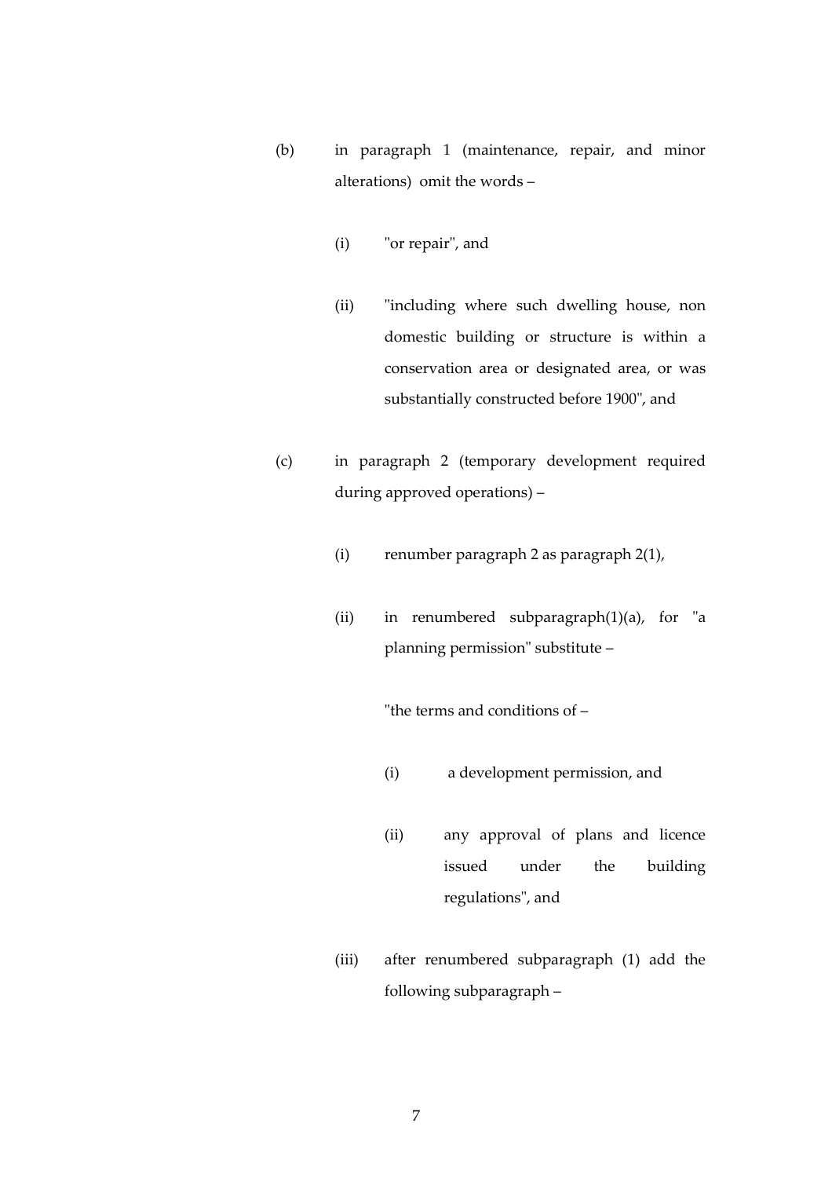(b) in paragraph 1 (maintenance, repair, and minor alterations) omit the words –

   (i) "or repair", and

   (ii) "including where such dwelling house, non domestic building or structure is within a conservation area or designated area, or was substantially constructed before 1900", and

(c) in paragraph 2 (temporary development required during approved operations) –

   (i) renumber paragraph 2 as paragraph 2(1),

   (ii) in renumbered subparagraph(1)(a), for "a planning permission" substitute –

      "the terms and conditions of –

      (i) a development permission, and

      (ii) any approval of plans and licence issued under the building regulations", and

   (iii) after renumbered subparagraph (1) add the following subparagraph –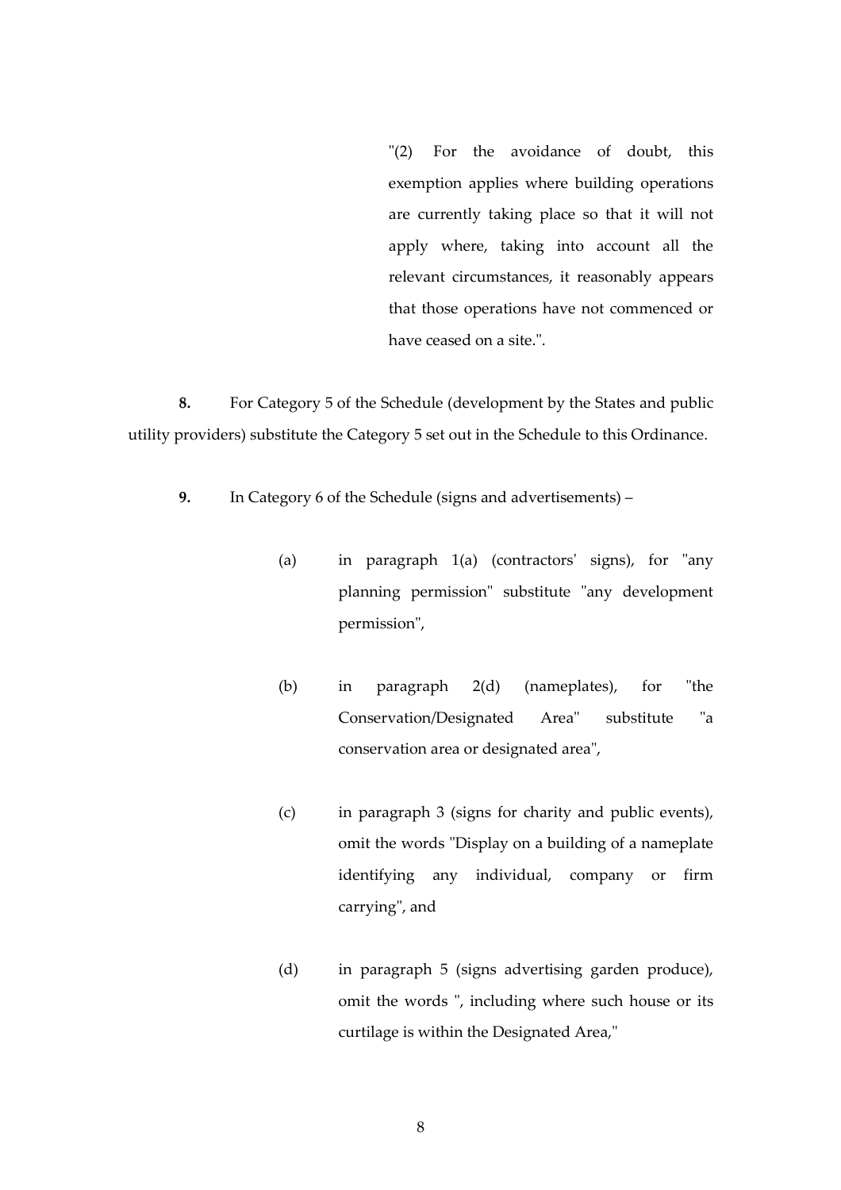"(2) For the avoidance of doubt, this exemption applies where building operations are currently taking place so that it will not apply where, taking into account all the relevant circumstances, it reasonably appears that those operations have not commenced or have ceased on a site.".

**8.** For Category 5 of the Schedule (development by the States and public utility providers) substitute the Category 5 set out in the Schedule to this Ordinance.

**9.** In Category 6 of the Schedule (signs and advertisements) –

(a) in paragraph 1(a) (contractors' signs), for "any planning permission" substitute "any development permission",

(b) in paragraph 2(d) (nameplates), for "the Conservation/Designated Area" substitute "a conservation area or designated area",

(c) in paragraph 3 (signs for charity and public events), omit the words "Display on a building of a nameplate identifying any individual, company or firm carrying", and

(d) in paragraph 5 (signs advertising garden produce), omit the words ", including where such house or its curtilage is within the Designated Area,"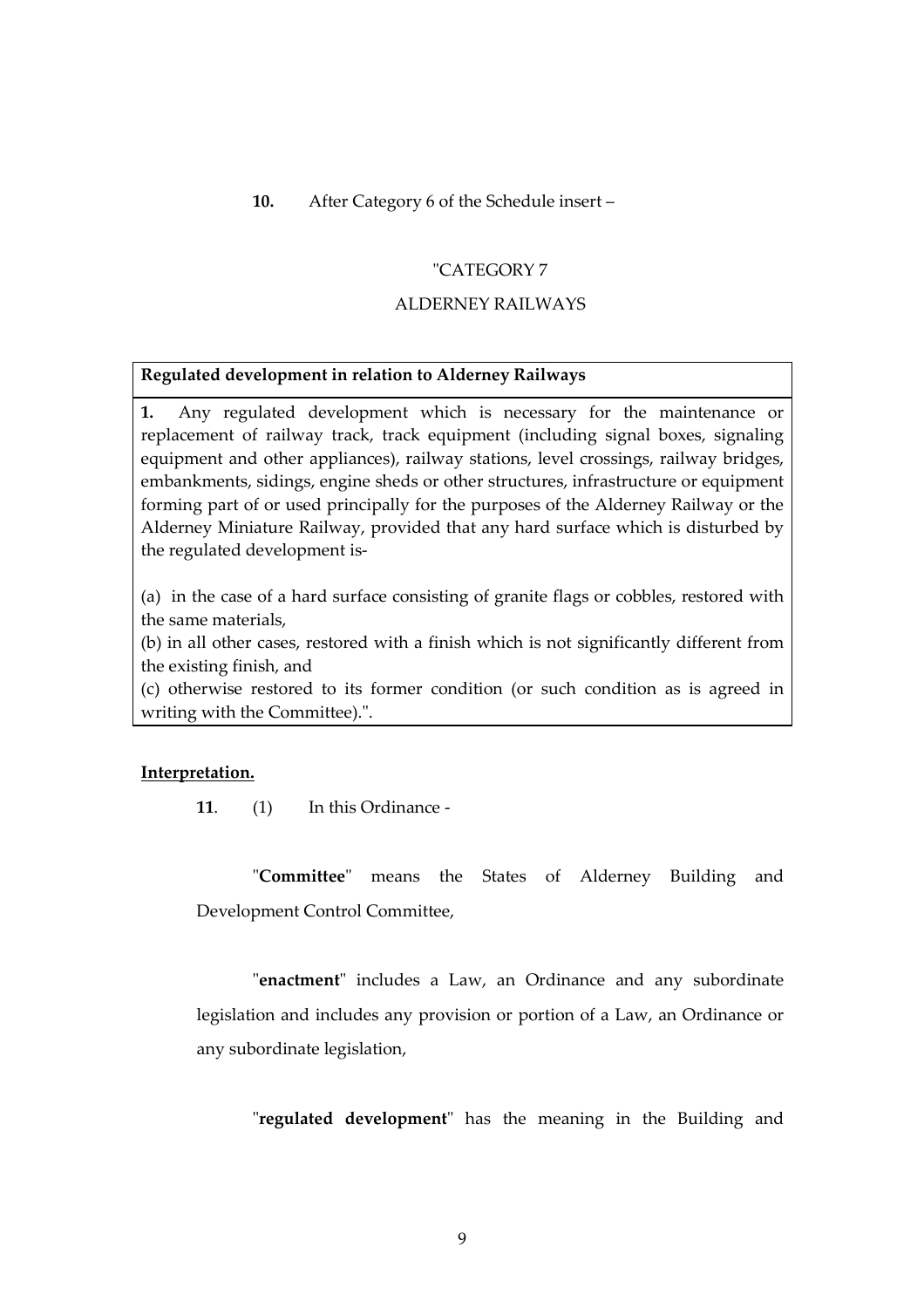**10.** After Category 6 of the Schedule insert –

"CATEGORY 7

ALDERNEY RAILWAYS

| **Regulated development in relation to Alderney Railways** |
|---|
| **1.** Any regulated development which is necessary for the maintenance or replacement of railway track, track equipment (including signal boxes, signaling equipment and other appliances), railway stations, level crossings, railway bridges, embankments, sidings, engine sheds or other structures, infrastructure or equipment forming part of or used principally for the purposes of the Alderney Railway or the Alderney Miniature Railway, provided that any hard surface which is disturbed by the regulated development is-<br><br>(a) in the case of a hard surface consisting of granite flags or cobbles, restored with the same materials,<br>(b) in all other cases, restored with a finish which is not significantly different from the existing finish, and<br>(c) otherwise restored to its former condition (or such condition as is agreed in writing with the Committee).". |

**Interpretation.**

**11**. (1) In this Ordinance -

"**Committee**" means the States of Alderney Building and Development Control Committee,

"**enactment**" includes a Law, an Ordinance and any subordinate legislation and includes any provision or portion of a Law, an Ordinance or any subordinate legislation,

"**regulated development**" has the meaning in the Building and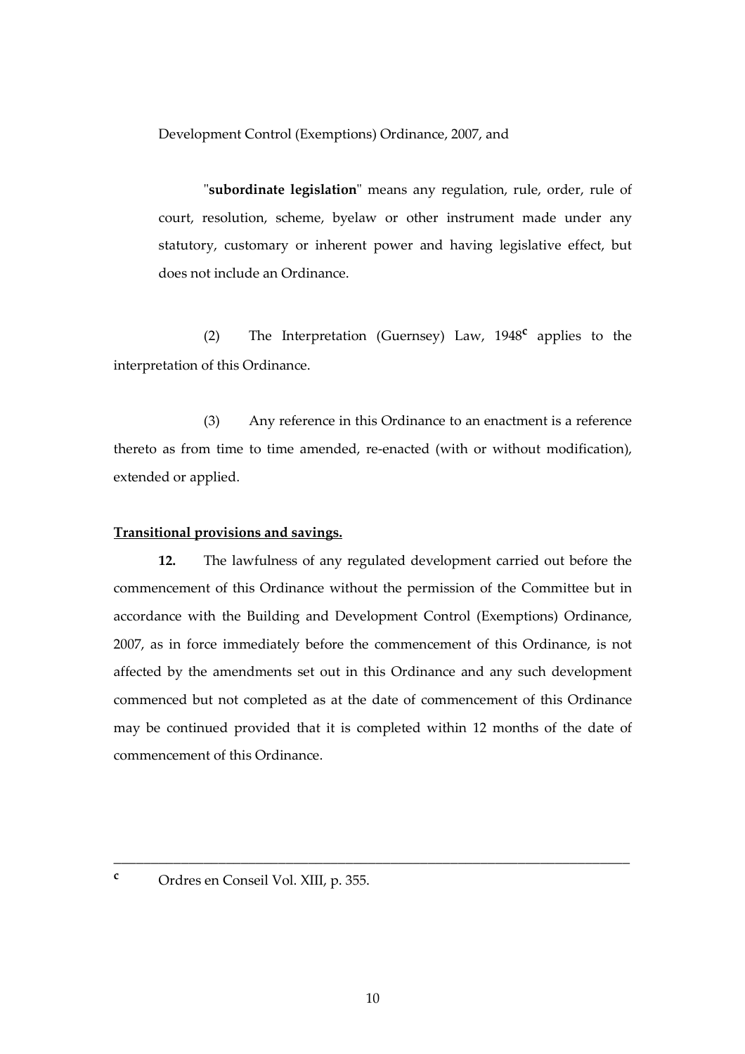Development Control (Exemptions) Ordinance, 2007, and

"**subordinate legislation**" means any regulation, rule, order, rule of court, resolution, scheme, byelaw or other instrument made under any statutory, customary or inherent power and having legislative effect, but does not include an Ordinance.

(2) The Interpretation (Guernsey) Law, 1948[c] applies to the interpretation of this Ordinance.

(3) Any reference in this Ordinance to an enactment is a reference thereto as from time to time amended, re-enacted (with or without modification), extended or applied.

**Transitional provisions and savings.**

**12.** The lawfulness of any regulated development carried out before the commencement of this Ordinance without the permission of the Committee but in accordance with the Building and Development Control (Exemptions) Ordinance, 2007, as in force immediately before the commencement of this Ordinance, is not affected by the amendments set out in this Ordinance and any such development commenced but not completed as at the date of commencement of this Ordinance may be continued provided that it is completed within 12 months of the date of commencement of this Ordinance.

---

[c] Ordres en Conseil Vol. XIII, p. 355.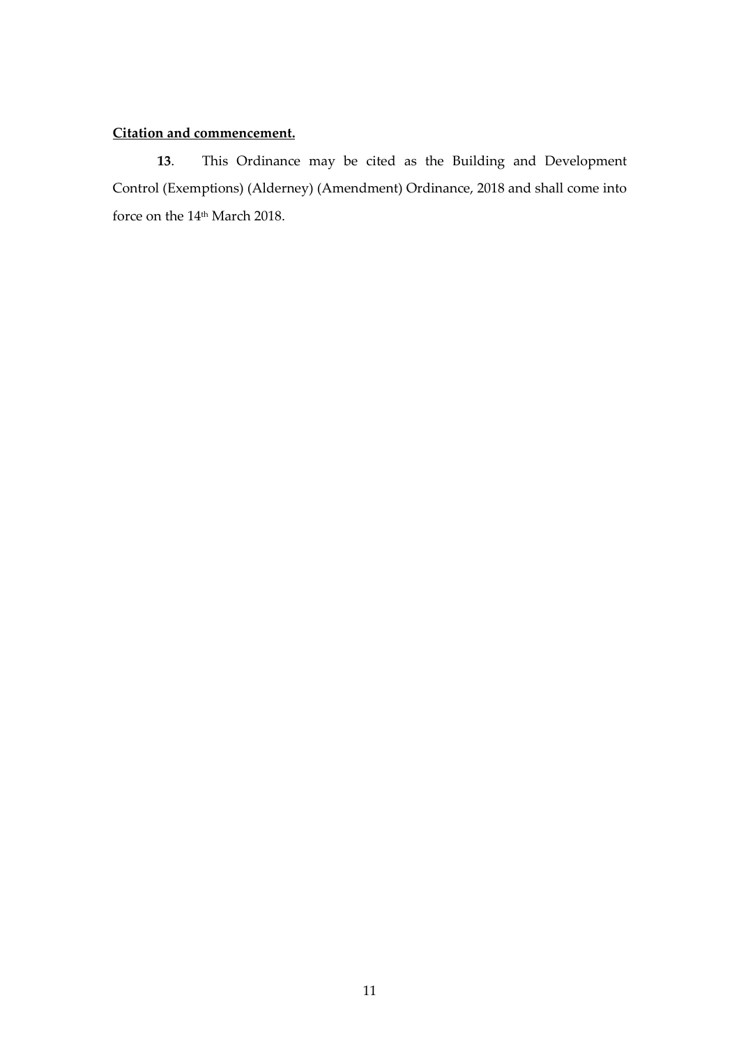**Citation and commencement.**

**13**. This Ordinance may be cited as the Building and Development Control (Exemptions) (Alderney) (Amendment) Ordinance, 2018 and shall come into force on the 14th March 2018.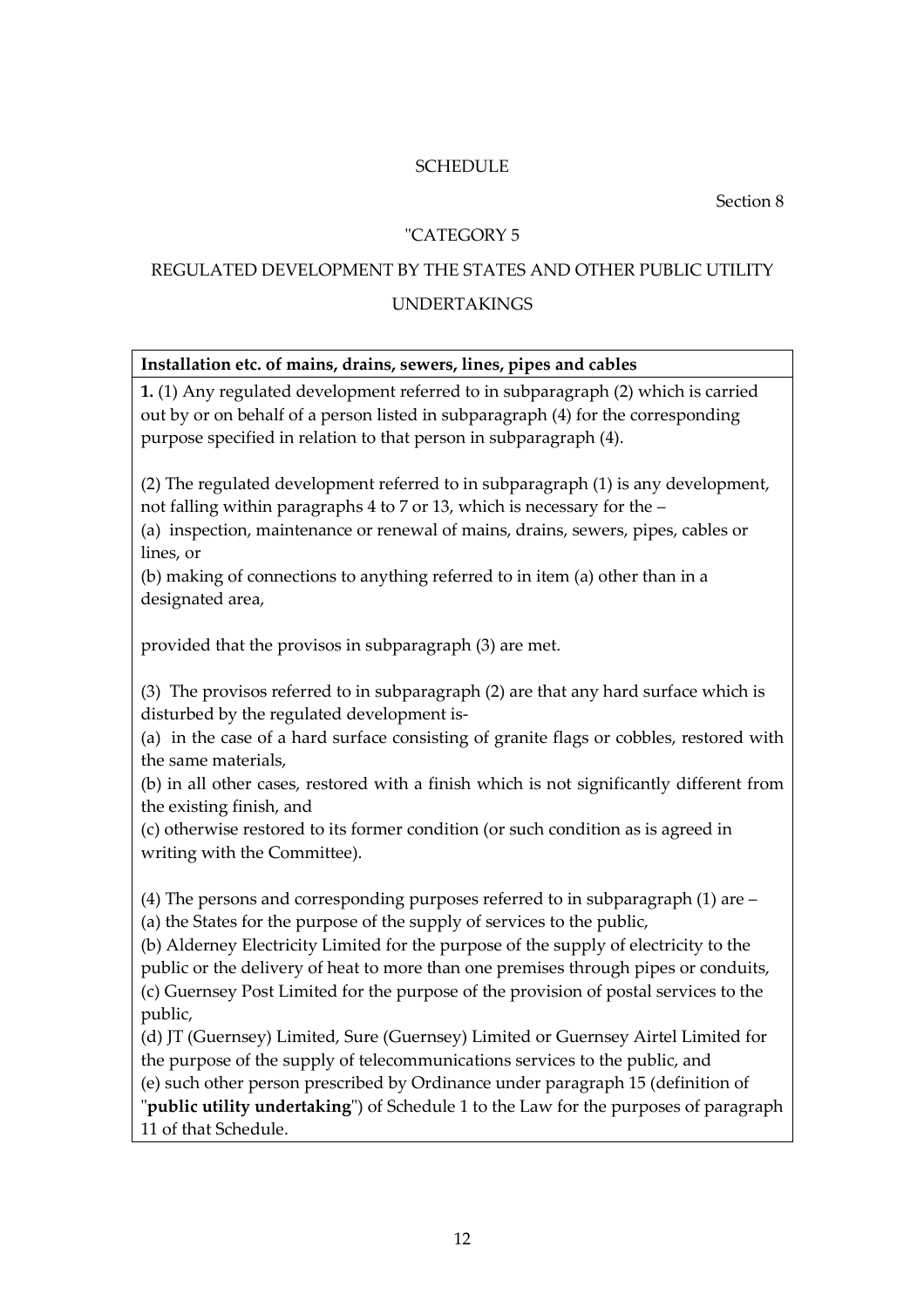SCHEDULE

Section 8

"CATEGORY 5

REGULATED DEVELOPMENT BY THE STATES AND OTHER PUBLIC UTILITY UNDERTAKINGS

| **Installation etc. of mains, drains, sewers, lines, pipes and cables** |
|---|
| **1.** (1) Any regulated development referred to in subparagraph (2) which is carried out by or on behalf of a person listed in subparagraph (4) for the corresponding purpose specified in relation to that person in subparagraph (4).<br><br>(2) The regulated development referred to in subparagraph (1) is any development, not falling within paragraphs 4 to 7 or 13, which is necessary for the –<br>(a) inspection, maintenance or renewal of mains, drains, sewers, pipes, cables or lines, or<br>(b) making of connections to anything referred to in item (a) other than in a designated area,<br><br>provided that the provisos in subparagraph (3) are met.<br><br>(3) The provisos referred to in subparagraph (2) are that any hard surface which is disturbed by the regulated development is-<br>(a) in the case of a hard surface consisting of granite flags or cobbles, restored with the same materials,<br>(b) in all other cases, restored with a finish which is not significantly different from the existing finish, and<br>(c) otherwise restored to its former condition (or such condition as is agreed in writing with the Committee).<br><br>(4) The persons and corresponding purposes referred to in subparagraph (1) are –<br>(a) the States for the purpose of the supply of services to the public,<br>(b) Alderney Electricity Limited for the purpose of the supply of electricity to the public or the delivery of heat to more than one premises through pipes or conduits,<br>(c) Guernsey Post Limited for the purpose of the provision of postal services to the public,<br>(d) JT (Guernsey) Limited, Sure (Guernsey) Limited or Guernsey Airtel Limited for the purpose of the supply of telecommunications services to the public, and<br>(e) such other person prescribed by Ordinance under paragraph 15 (definition of "**public utility undertaking**") of Schedule 1 to the Law for the purposes of paragraph 11 of that Schedule. |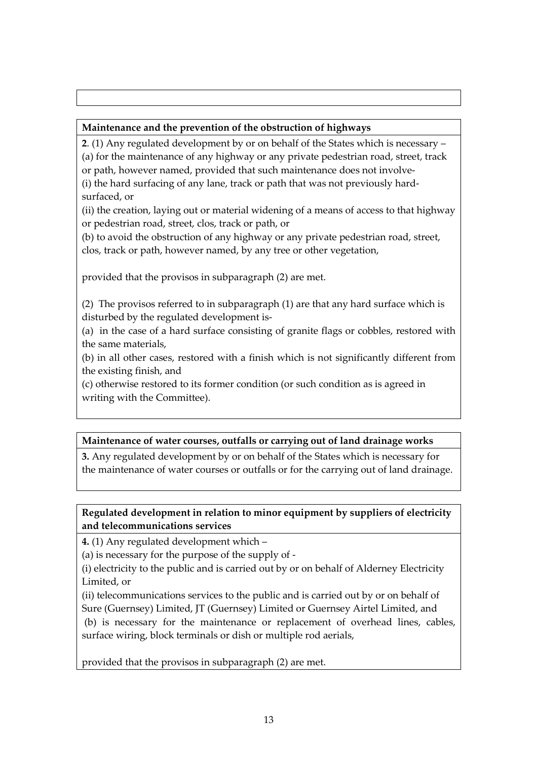**Maintenance and the prevention of the obstruction of highways**

**2**. (1) Any regulated development by or on behalf of the States which is necessary –
(a) for the maintenance of any highway or any private pedestrian road, street, track or path, however named, provided that such maintenance does not involve-
(i) the hard surfacing of any lane, track or path that was not previously hard-surfaced, or
(ii) the creation, laying out or material widening of a means of access to that highway or pedestrian road, street, clos, track or path, or
(b) to avoid the obstruction of any highway or any private pedestrian road, street, clos, track or path, however named, by any tree or other vegetation,

provided that the provisos in subparagraph (2) are met.

(2) The provisos referred to in subparagraph (1) are that any hard surface which is disturbed by the regulated development is-
(a) in the case of a hard surface consisting of granite flags or cobbles, restored with the same materials,
(b) in all other cases, restored with a finish which is not significantly different from the existing finish, and
(c) otherwise restored to its former condition (or such condition as is agreed in writing with the Committee).

**Maintenance of water courses, outfalls or carrying out of land drainage works**

**3.** Any regulated development by or on behalf of the States which is necessary for the maintenance of water courses or outfalls or for the carrying out of land drainage.

**Regulated development in relation to minor equipment by suppliers of electricity and telecommunications services**

**4.** (1) Any regulated development which –
(a) is necessary for the purpose of the supply of -
(i) electricity to the public and is carried out by or on behalf of Alderney Electricity Limited, or
(ii) telecommunications services to the public and is carried out by or on behalf of Sure (Guernsey) Limited, JT (Guernsey) Limited or Guernsey Airtel Limited, and
(b) is necessary for the maintenance or replacement of overhead lines, cables, surface wiring, block terminals or dish or multiple rod aerials,

provided that the provisos in subparagraph (2) are met.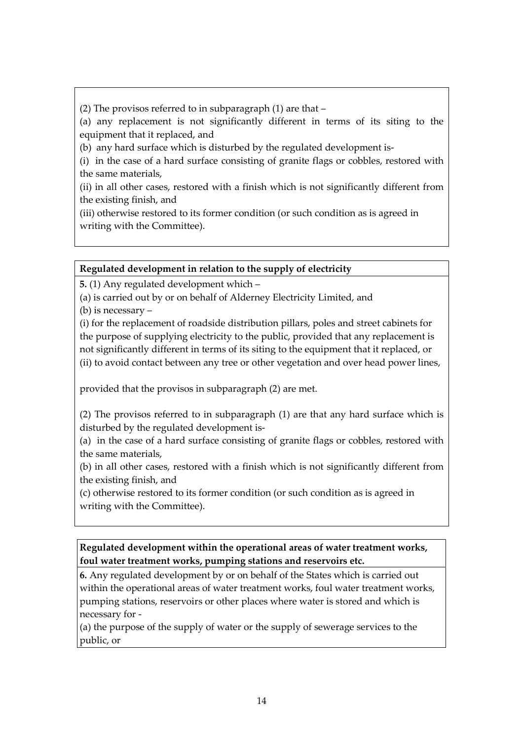(2) The provisos referred to in subparagraph (1) are that –

(a) any replacement is not significantly different in terms of its siting to the equipment that it replaced, and

(b) any hard surface which is disturbed by the regulated development is-

(i) in the case of a hard surface consisting of granite flags or cobbles, restored with the same materials,

(ii) in all other cases, restored with a finish which is not significantly different from the existing finish, and

(iii) otherwise restored to its former condition (or such condition as is agreed in writing with the Committee).

**Regulated development in relation to the supply of electricity**

**5.** (1) Any regulated development which –

(a) is carried out by or on behalf of Alderney Electricity Limited, and

(b) is necessary –

(i) for the replacement of roadside distribution pillars, poles and street cabinets for the purpose of supplying electricity to the public, provided that any replacement is not significantly different in terms of its siting to the equipment that it replaced, or

(ii) to avoid contact between any tree or other vegetation and over head power lines,

provided that the provisos in subparagraph (2) are met.

(2) The provisos referred to in subparagraph (1) are that any hard surface which is disturbed by the regulated development is-

(a) in the case of a hard surface consisting of granite flags or cobbles, restored with the same materials,

(b) in all other cases, restored with a finish which is not significantly different from the existing finish, and

(c) otherwise restored to its former condition (or such condition as is agreed in writing with the Committee).

**Regulated development within the operational areas of water treatment works, foul water treatment works, pumping stations and reservoirs etc.**

**6.** Any regulated development by or on behalf of the States which is carried out within the operational areas of water treatment works, foul water treatment works, pumping stations, reservoirs or other places where water is stored and which is necessary for -

(a) the purpose of the supply of water or the supply of sewerage services to the public, or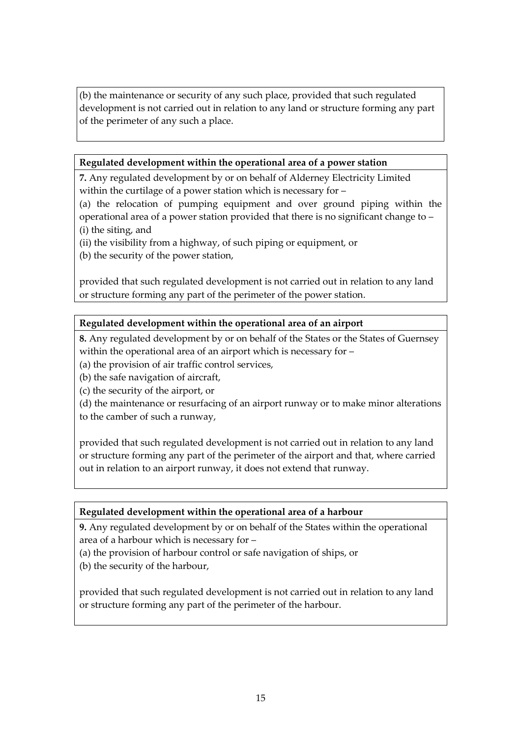(b) the maintenance or security of any such place, provided that such regulated development is not carried out in relation to any land or structure forming any part of the perimeter of any such a place.

**Regulated development within the operational area of a power station**

**7.** Any regulated development by or on behalf of Alderney Electricity Limited within the curtilage of a power station which is necessary for –

(a) the relocation of pumping equipment and over ground piping within the operational area of a power station provided that there is no significant change to –

(i) the siting, and

(ii) the visibility from a highway, of such piping or equipment, or

(b) the security of the power station,

provided that such regulated development is not carried out in relation to any land or structure forming any part of the perimeter of the power station.

**Regulated development within the operational area of an airport**

**8.** Any regulated development by or on behalf of the States or the States of Guernsey within the operational area of an airport which is necessary for –

(a) the provision of air traffic control services,

(b) the safe navigation of aircraft,

(c) the security of the airport, or

(d) the maintenance or resurfacing of an airport runway or to make minor alterations to the camber of such a runway,

provided that such regulated development is not carried out in relation to any land or structure forming any part of the perimeter of the airport and that, where carried out in relation to an airport runway, it does not extend that runway.

**Regulated development within the operational area of a harbour**

**9.** Any regulated development by or on behalf of the States within the operational area of a harbour which is necessary for –

(a) the provision of harbour control or safe navigation of ships, or

(b) the security of the harbour,

provided that such regulated development is not carried out in relation to any land or structure forming any part of the perimeter of the harbour.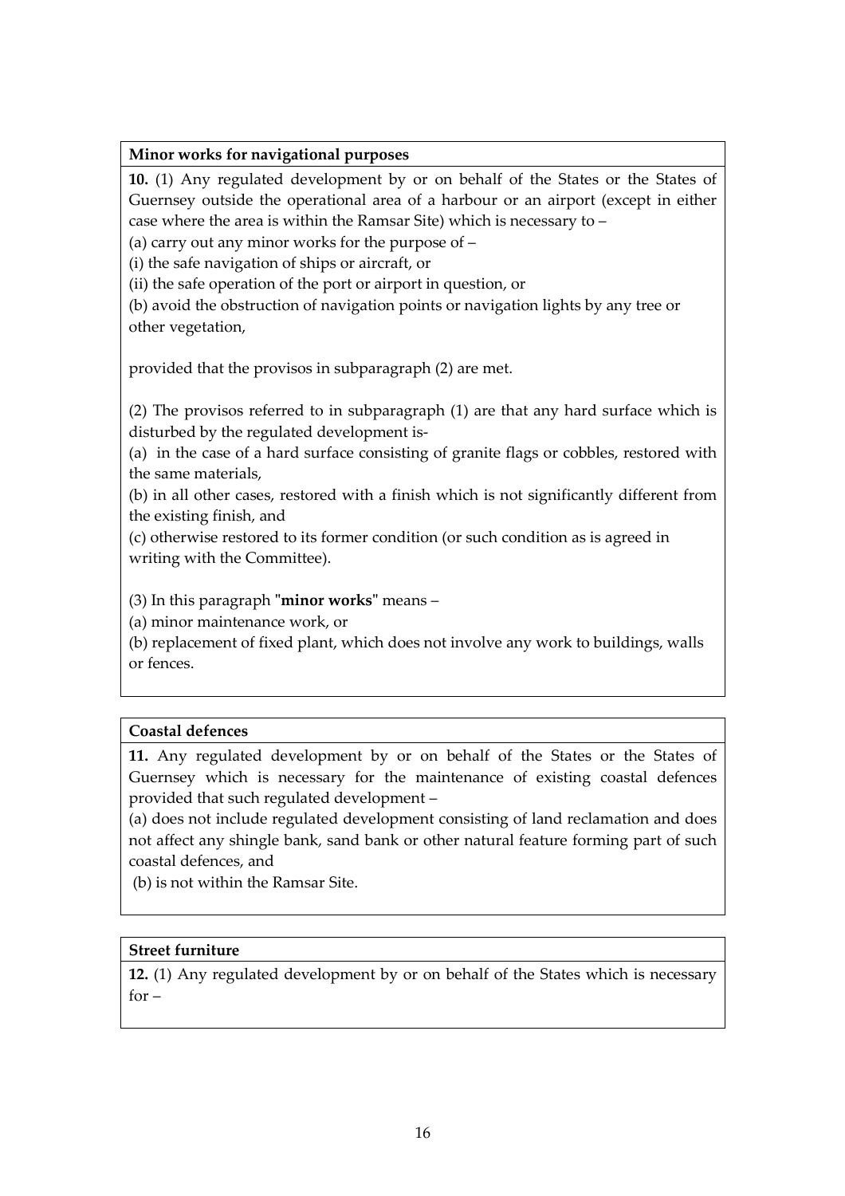**Minor works for navigational purposes**

**10.** (1) Any regulated development by or on behalf of the States or the States of Guernsey outside the operational area of a harbour or an airport (except in either case where the area is within the Ramsar Site) which is necessary to –

(a) carry out any minor works for the purpose of –

(i) the safe navigation of ships or aircraft, or

(ii) the safe operation of the port or airport in question, or

(b) avoid the obstruction of navigation points or navigation lights by any tree or other vegetation,

provided that the provisos in subparagraph (2) are met.

(2) The provisos referred to in subparagraph (1) are that any hard surface which is disturbed by the regulated development is-

(a) in the case of a hard surface consisting of granite flags or cobbles, restored with the same materials,

(b) in all other cases, restored with a finish which is not significantly different from the existing finish, and

(c) otherwise restored to its former condition (or such condition as is agreed in writing with the Committee).

(3) In this paragraph "**minor works**" means –

(a) minor maintenance work, or

(b) replacement of fixed plant, which does not involve any work to buildings, walls or fences.

**Coastal defences**

**11.** Any regulated development by or on behalf of the States or the States of Guernsey which is necessary for the maintenance of existing coastal defences provided that such regulated development –

(a) does not include regulated development consisting of land reclamation and does not affect any shingle bank, sand bank or other natural feature forming part of such coastal defences, and

(b) is not within the Ramsar Site.

**Street furniture**

**12.** (1) Any regulated development by or on behalf of the States which is necessary for –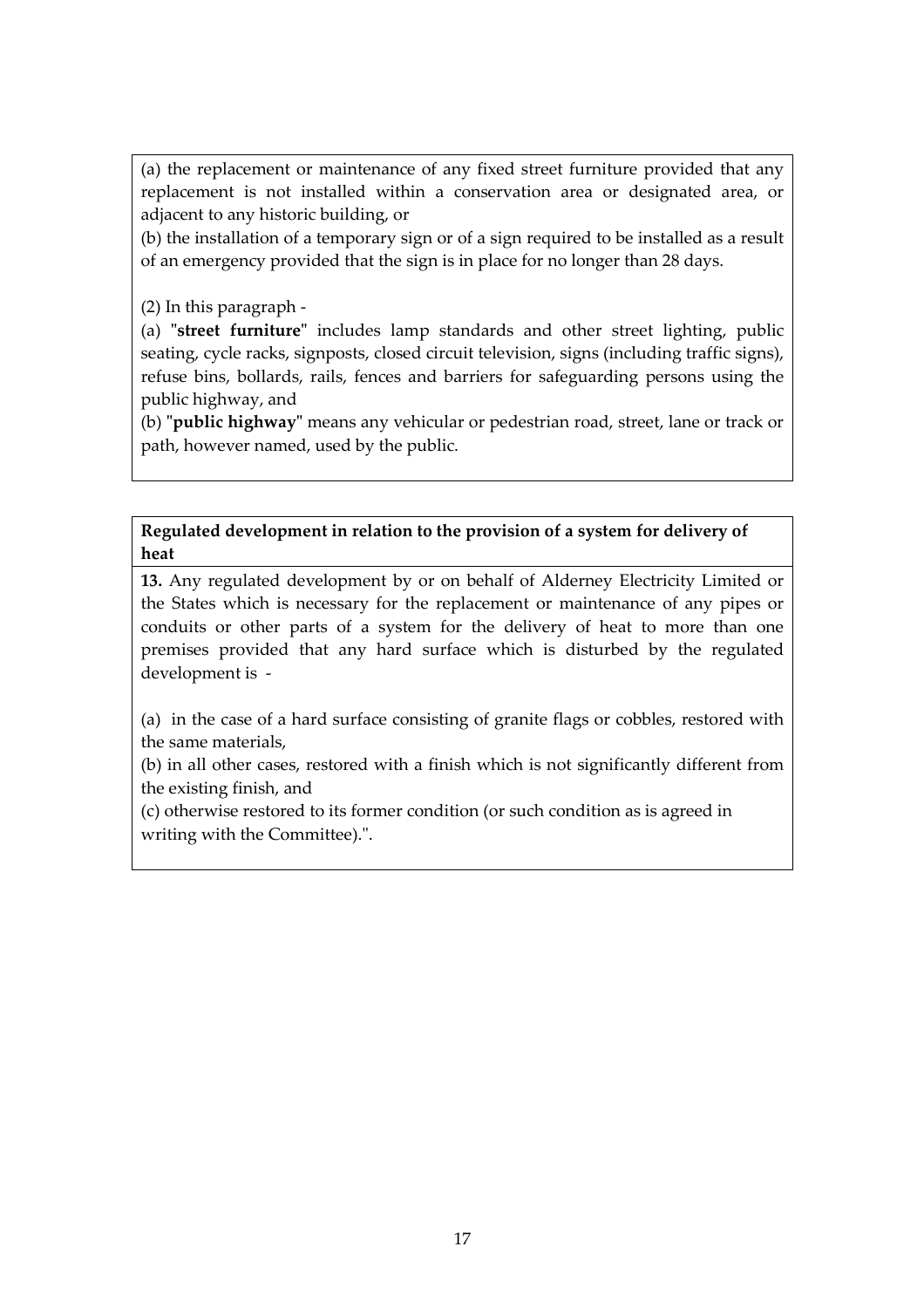(a) the replacement or maintenance of any fixed street furniture provided that any replacement is not installed within a conservation area or designated area, or adjacent to any historic building, or

(b) the installation of a temporary sign or of a sign required to be installed as a result of an emergency provided that the sign is in place for no longer than 28 days.

(2) In this paragraph -

(a) "**street furniture**" includes lamp standards and other street lighting, public seating, cycle racks, signposts, closed circuit television, signs (including traffic signs), refuse bins, bollards, rails, fences and barriers for safeguarding persons using the public highway, and

(b) "**public highway**" means any vehicular or pedestrian road, street, lane or track or path, however named, used by the public.

**Regulated development in relation to the provision of a system for delivery of heat**

**13.** Any regulated development by or on behalf of Alderney Electricity Limited or the States which is necessary for the replacement or maintenance of any pipes or conduits or other parts of a system for the delivery of heat to more than one premises provided that any hard surface which is disturbed by the regulated development is -

(a) in the case of a hard surface consisting of granite flags or cobbles, restored with the same materials,

(b) in all other cases, restored with a finish which is not significantly different from the existing finish, and

(c) otherwise restored to its former condition (or such condition as is agreed in writing with the Committee).".